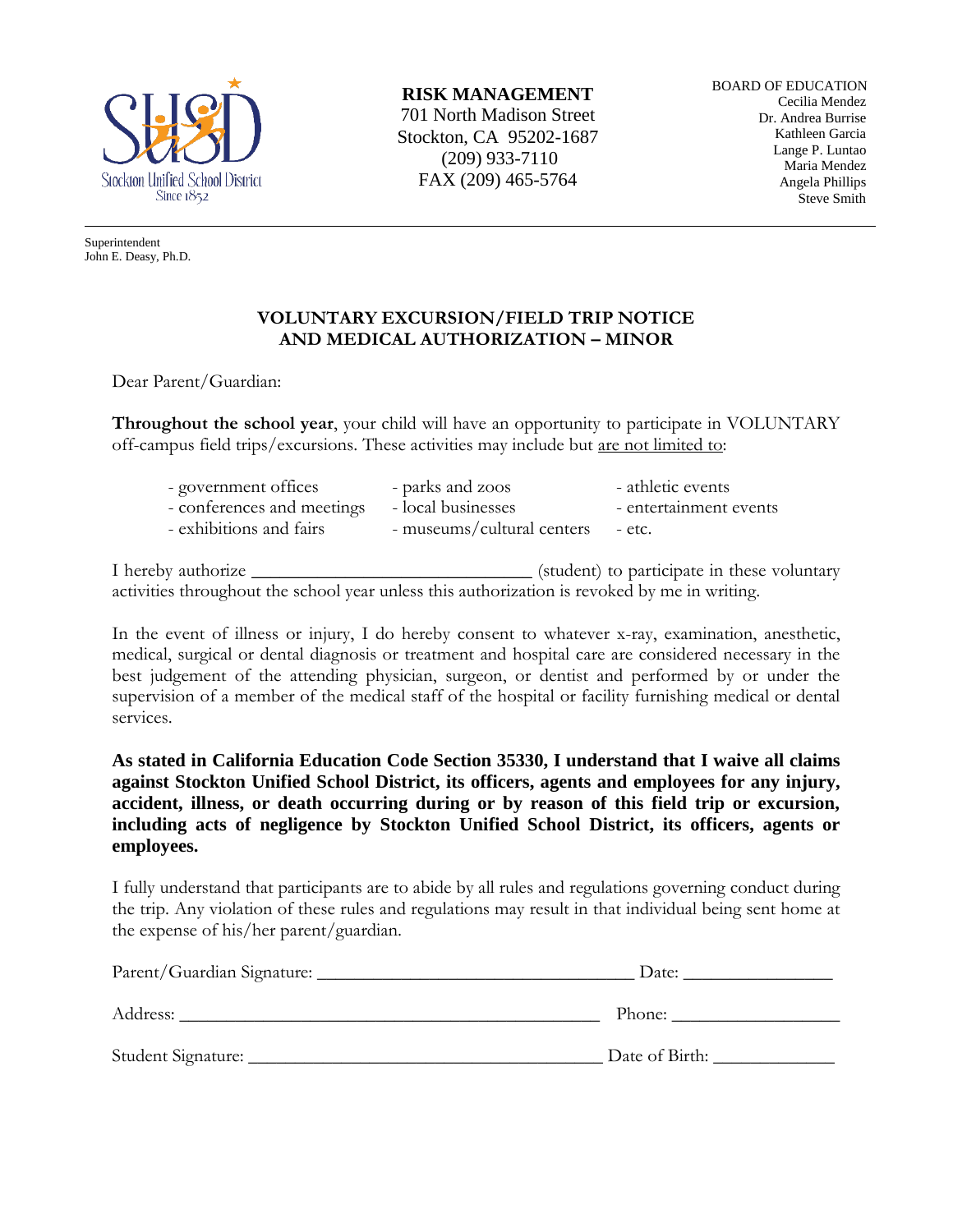Stockton Unified School District
Since 1852

**RISK MANAGEMENT**
701 North Madison Street
Stockton, CA 95202-1687
(209) 933-7110
FAX (209) 465-5764

BOARD OF EDUCATION
Cecilia Mendez
Dr. Andrea Burrise
Kathleen Garcia
Lange P. Luntao
Maria Mendez
Angela Phillips
Steve Smith

---

Superintendent
John E. Deasy, Ph.D.

## VOLUNTARY EXCURSION/FIELD TRIP NOTICE AND MEDICAL AUTHORIZATION – MINOR

Dear Parent/Guardian:

**Throughout the school year**, your child will have an opportunity to participate in VOLUNTARY off-campus field trips/excursions. These activities may include but <u>are not limited to</u>:

- government offices
- conferences and meetings
- exhibitions and fairs
- parks and zoos
- local businesses
- museums/cultural centers
- athletic events
- entertainment events
- etc.

I hereby authorize ______________________________ (student) to participate in these voluntary activities throughout the school year unless this authorization is revoked by me in writing.

In the event of illness or injury, I do hereby consent to whatever x-ray, examination, anesthetic, medical, surgical or dental diagnosis or treatment and hospital care are considered necessary in the best judgement of the attending physician, surgeon, or dentist and performed by or under the supervision of a member of the medical staff of the hospital or facility furnishing medical or dental services.

**As stated in California Education Code Section 35330, I understand that I waive all claims against Stockton Unified School District, its officers, agents and employees for any injury, accident, illness, or death occurring during or by reason of this field trip or excursion, including acts of negligence by Stockton Unified School District, its officers, agents or employees.**

I fully understand that participants are to abide by all rules and regulations governing conduct during the trip. Any violation of these rules and regulations may result in that individual being sent home at the expense of his/her parent/guardian.

Parent/Guardian Signature: __________________________________ Date: ________________

Address: ______________________________________________ Phone: __________________

Student Signature: ______________________________________ Date of Birth: _____________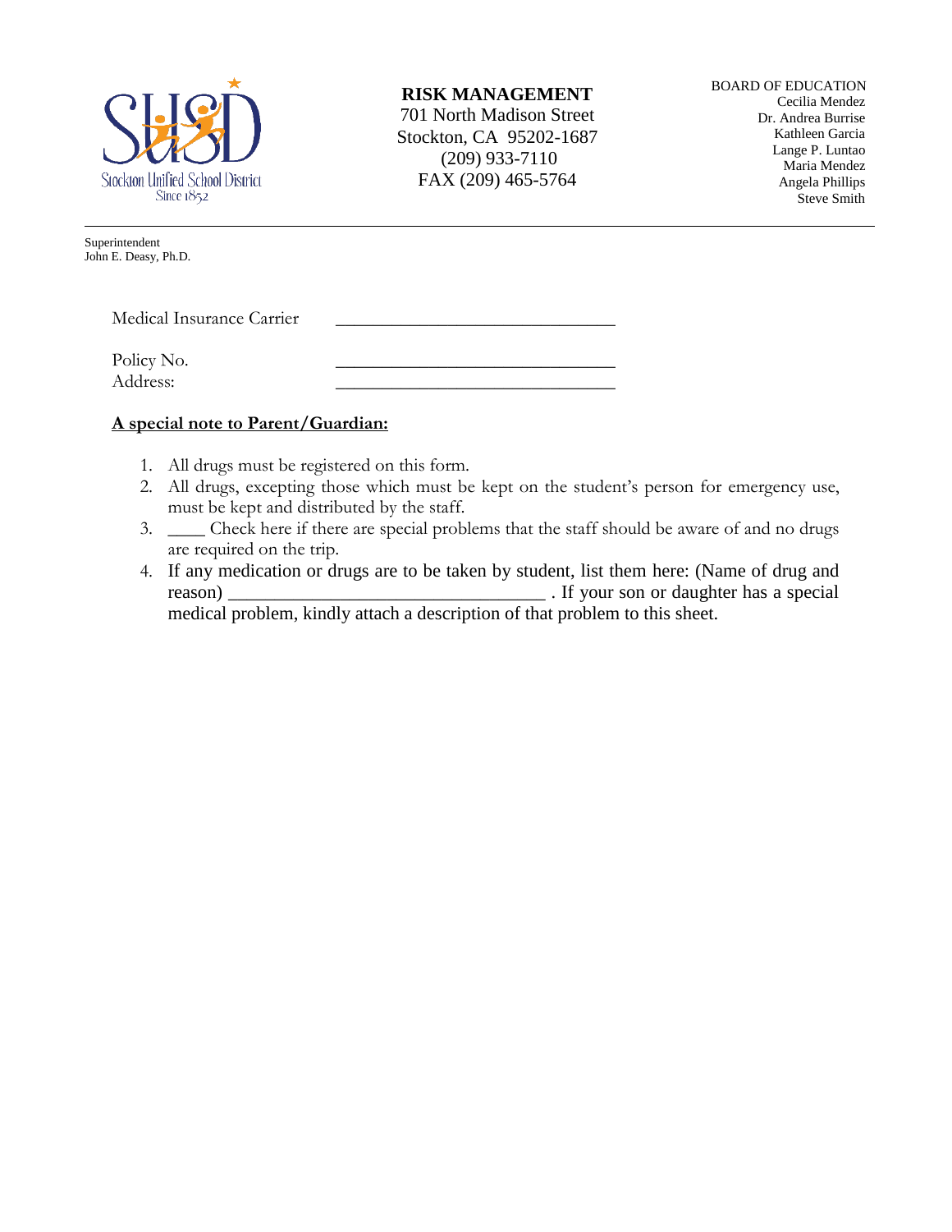Stockton Unified School District
Since 1852

**RISK MANAGEMENT**
701 North Madison Street
Stockton, CA 95202-1687
(209) 933-7110
FAX (209) 465-5764

BOARD OF EDUCATION
Cecilia Mendez
Dr. Andrea Burrise
Kathleen Garcia
Lange P. Luntao
Maria Mendez
Angela Phillips
Steve Smith

---

Superintendent
John E. Deasy, Ph.D.

Medical Insurance Carrier ______________________________

Policy No. ______________________________
Address: ______________________________

**A special note to Parent/Guardian:**

1. All drugs must be registered on this form.
2. All drugs, excepting those which must be kept on the student's person for emergency use, must be kept and distributed by the staff.
3. ____ Check here if there are special problems that the staff should be aware of and no drugs are required on the trip.
4. If any medication or drugs are to be taken by student, list them here: (Name of drug and reason) __________________________________ . If your son or daughter has a special medical problem, kindly attach a description of that problem to this sheet.